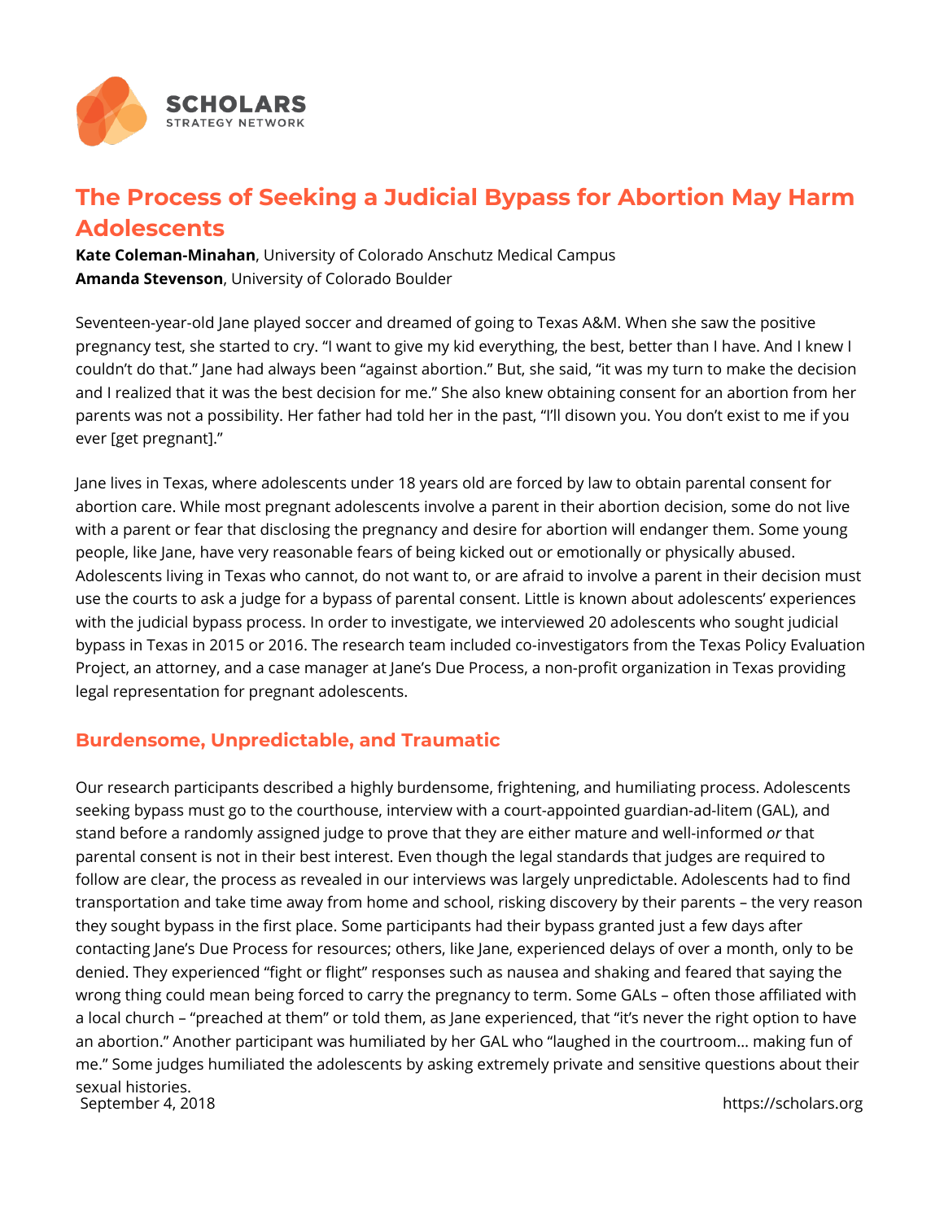# The Process of Seeking a Judicial Bypass for Abortion May Harm Adolescents

**Kate Coleman-Minahan**, University of Colorado Anschutz Medical Campus
**Amanda Stevenson**, University of Colorado Boulder

Seventeen-year-old Jane played soccer and dreamed of going to Texas A&M. When she saw the positive pregnancy test, she started to cry. "I want to give my kid everything, the best, better than I have. And I knew I couldn't do that." Jane had always been "against abortion." But, she said, "it was my turn to make the decision and I realized that it was the best decision for me." She also knew obtaining consent for an abortion from her parents was not a possibility. Her father had told her in the past, "I'll disown you. You don't exist to me if you ever [get pregnant]."

Jane lives in Texas, where adolescents under 18 years old are forced by law to obtain parental consent for abortion care. While most pregnant adolescents involve a parent in their abortion decision, some do not live with a parent or fear that disclosing the pregnancy and desire for abortion will endanger them. Some young people, like Jane, have very reasonable fears of being kicked out or emotionally or physically abused. Adolescents living in Texas who cannot, do not want to, or are afraid to involve a parent in their decision must use the courts to ask a judge for a bypass of parental consent. Little is known about adolescents' experiences with the judicial bypass process. In order to investigate, we interviewed 20 adolescents who sought judicial bypass in Texas in 2015 or 2016. The research team included co-investigators from the Texas Policy Evaluation Project, an attorney, and a case manager at Jane's Due Process, a non-profit organization in Texas providing legal representation for pregnant adolescents.

## Burdensome, Unpredictable, and Traumatic

Our research participants described a highly burdensome, frightening, and humiliating process. Adolescents seeking bypass must go to the courthouse, interview with a court-appointed guardian-ad-litem (GAL), and stand before a randomly assigned judge to prove that they are either mature and well-informed *or* that parental consent is not in their best interest. Even though the legal standards that judges are required to follow are clear, the process as revealed in our interviews was largely unpredictable. Adolescents had to find transportation and take time away from home and school, risking discovery by their parents – the very reason they sought bypass in the first place. Some participants had their bypass granted just a few days after contacting Jane's Due Process for resources; others, like Jane, experienced delays of over a month, only to be denied. They experienced "fight or flight" responses such as nausea and shaking and feared that saying the wrong thing could mean being forced to carry the pregnancy to term. Some GALs – often those affiliated with a local church – "preached at them" or told them, as Jane experienced, that "it's never the right option to have an abortion." Another participant was humiliated by her GAL who "laughed in the courtroom… making fun of me." Some judges humiliated the adolescents by asking extremely private and sensitive questions about their sexual histories.

September 4, 2018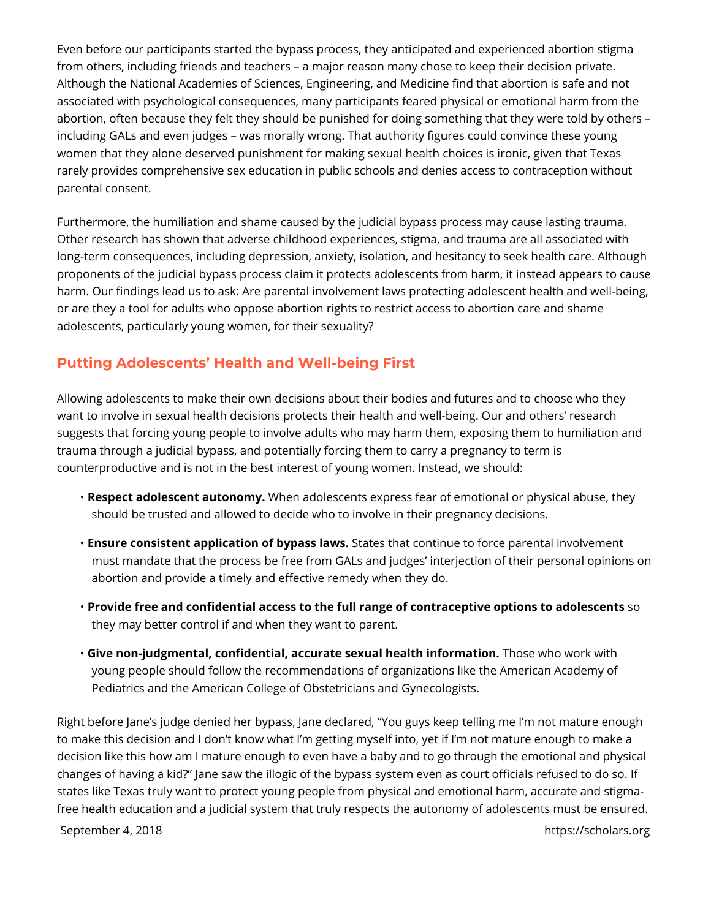Even before our participants started the bypass process, they anticipated and experienced abortion stigma from others, including friends and teachers – a major reason many chose to keep their decision private. Although the National Academies of Sciences, Engineering, and Medicine find that abortion is safe and not associated with psychological consequences, many participants feared physical or emotional harm from the abortion, often because they felt they should be punished for doing something that they were told by others – including GALs and even judges – was morally wrong. That authority figures could convince these young women that they alone deserved punishment for making sexual health choices is ironic, given that Texas rarely provides comprehensive sex education in public schools and denies access to contraception without parental consent.

Furthermore, the humiliation and shame caused by the judicial bypass process may cause lasting trauma. Other research has shown that adverse childhood experiences, stigma, and trauma are all associated with long-term consequences, including depression, anxiety, isolation, and hesitancy to seek health care. Although proponents of the judicial bypass process claim it protects adolescents from harm, it instead appears to cause harm. Our findings lead us to ask: Are parental involvement laws protecting adolescent health and well-being, or are they a tool for adults who oppose abortion rights to restrict access to abortion care and shame adolescents, particularly young women, for their sexuality?

## Putting Adolescents' Health and Well-being First

Allowing adolescents to make their own decisions about their bodies and futures and to choose who they want to involve in sexual health decisions protects their health and well-being. Our and others' research suggests that forcing young people to involve adults who may harm them, exposing them to humiliation and trauma through a judicial bypass, and potentially forcing them to carry a pregnancy to term is counterproductive and is not in the best interest of young women. Instead, we should:

- **Respect adolescent autonomy.** When adolescents express fear of emotional or physical abuse, they should be trusted and allowed to decide who to involve in their pregnancy decisions.
- **Ensure consistent application of bypass laws.** States that continue to force parental involvement must mandate that the process be free from GALs and judges' interjection of their personal opinions on abortion and provide a timely and effective remedy when they do.
- **Provide free and confidential access to the full range of contraceptive options to adolescents** so they may better control if and when they want to parent.
- **Give non-judgmental, confidential, accurate sexual health information.** Those who work with young people should follow the recommendations of organizations like the American Academy of Pediatrics and the American College of Obstetricians and Gynecologists.

Right before Jane's judge denied her bypass, Jane declared, "You guys keep telling me I'm not mature enough to make this decision and I don't know what I'm getting myself into, yet if I'm not mature enough to make a decision like this how am I mature enough to even have a baby and to go through the emotional and physical changes of having a kid?" Jane saw the illogic of the bypass system even as court officials refused to do so. If states like Texas truly want to protect young people from physical and emotional harm, accurate and stigma-free health education and a judicial system that truly respects the autonomy of adolescents must be ensured.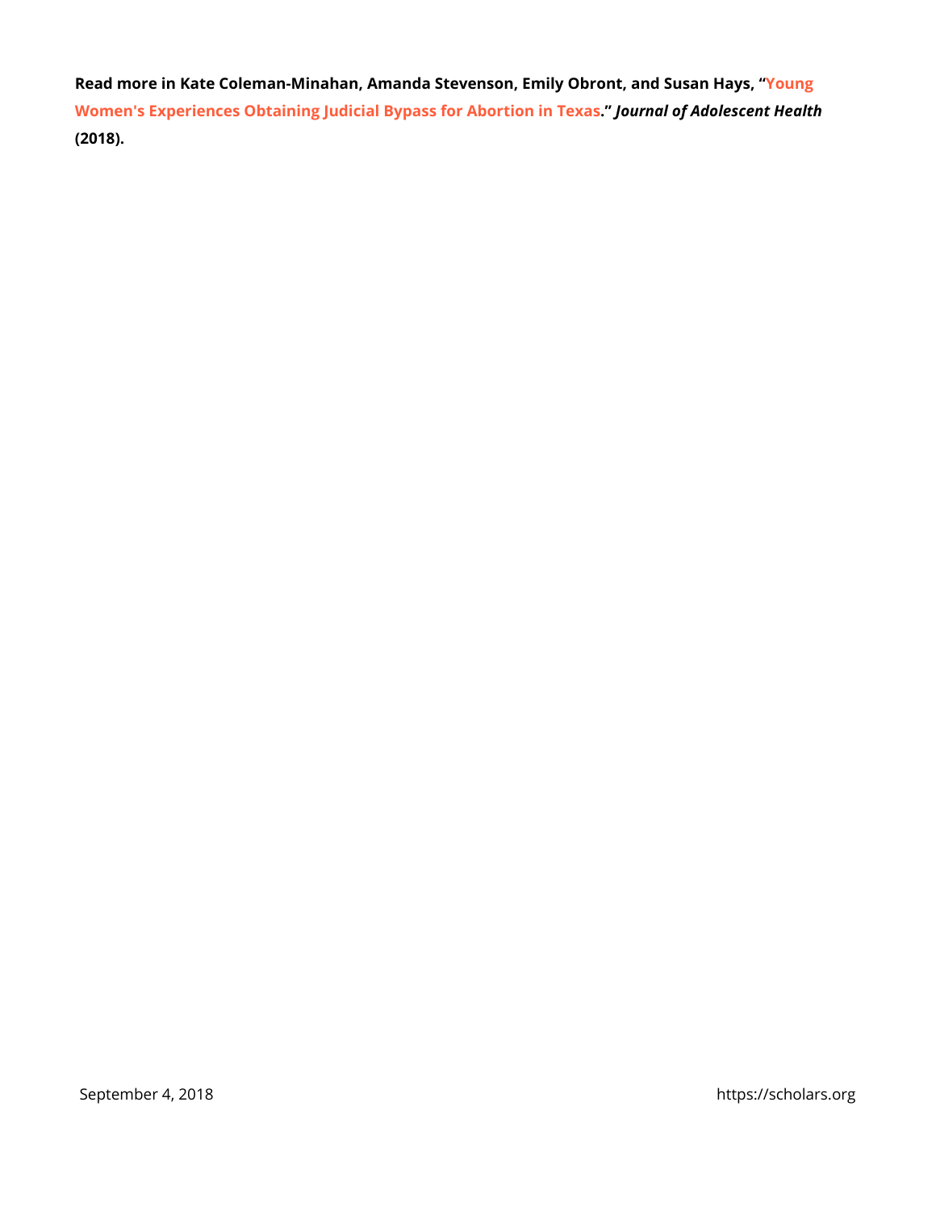**Read more in Kate Coleman-Minahan, Amanda Stevenson, Emily Obront, and Susan Hays, "Young Women's Experiences Obtaining Judicial Bypass for Abortion in Texas."** ***Journal of Adolescent Health*** **(2018).**